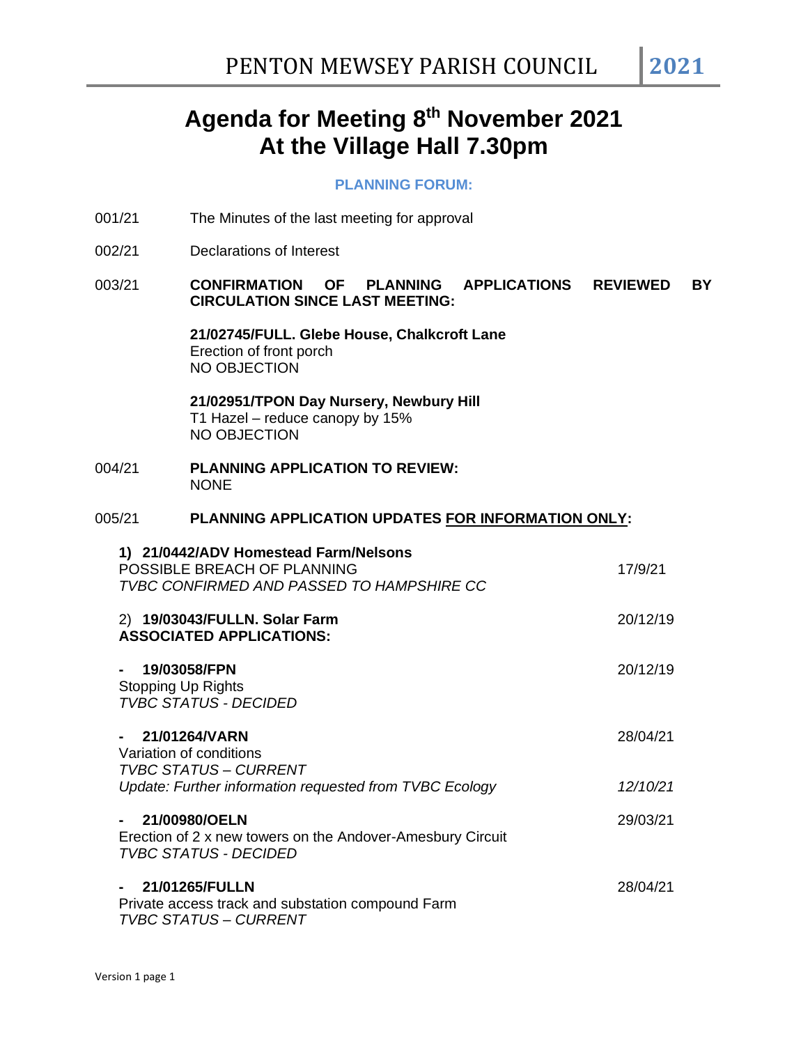# Agenda for Meeting 8th November 2021
# At the Village Hall 7.30pm

**PLANNING FORUM:**

001/21 The Minutes of the last meeting for approval

002/21 Declarations of Interest

003/21 **CONFIRMATION OF PLANNING APPLICATIONS REVIEWED BY CIRCULATION SINCE LAST MEETING:**

**21/02745/FULL. Glebe House, Chalkcroft Lane**
Erection of front porch
NO OBJECTION

**21/02951/TPON Day Nursery, Newbury Hill**
T1 Hazel – reduce canopy by 15%
NO OBJECTION

004/21 **PLANNING APPLICATION TO REVIEW:**
NONE

005/21 **PLANNING APPLICATION UPDATES FOR INFORMATION ONLY:**

**1) 21/0442/ADV Homestead Farm/Nelsons**
POSSIBLE BREACH OF PLANNING — 17/9/21
*TVBC CONFIRMED AND PASSED TO HAMPSHIRE CC*

2) **19/03043/FULLN. Solar Farm** — 20/12/19
**ASSOCIATED APPLICATIONS:**

- **19/03058/FPN** — 20/12/19
  Stopping Up Rights
  *TVBC STATUS - DECIDED*

- **21/01264/VARN** — 28/04/21
  Variation of conditions
  *TVBC STATUS – CURRENT*
  *Update: Further information requested from TVBC Ecology* — *12/10/21*

- **21/00980/OELN** — 29/03/21
  Erection of 2 x new towers on the Andover-Amesbury Circuit
  *TVBC STATUS - DECIDED*

- **21/01265/FULLN** — 28/04/21
  Private access track and substation compound Farm
  *TVBC STATUS – CURRENT*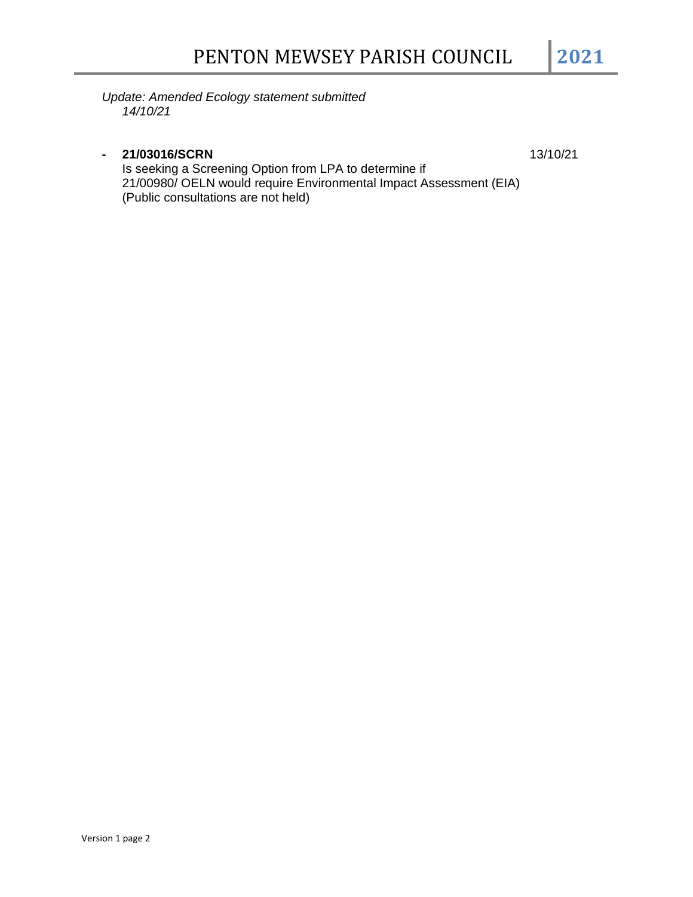*Update: Amended Ecology statement submitted 14/10/21*

- **21/03016/SCRN** 13/10/21

  Is seeking a Screening Option from LPA to determine if 21/00980/ OELN would require Environmental Impact Assessment (EIA) (Public consultations are not held)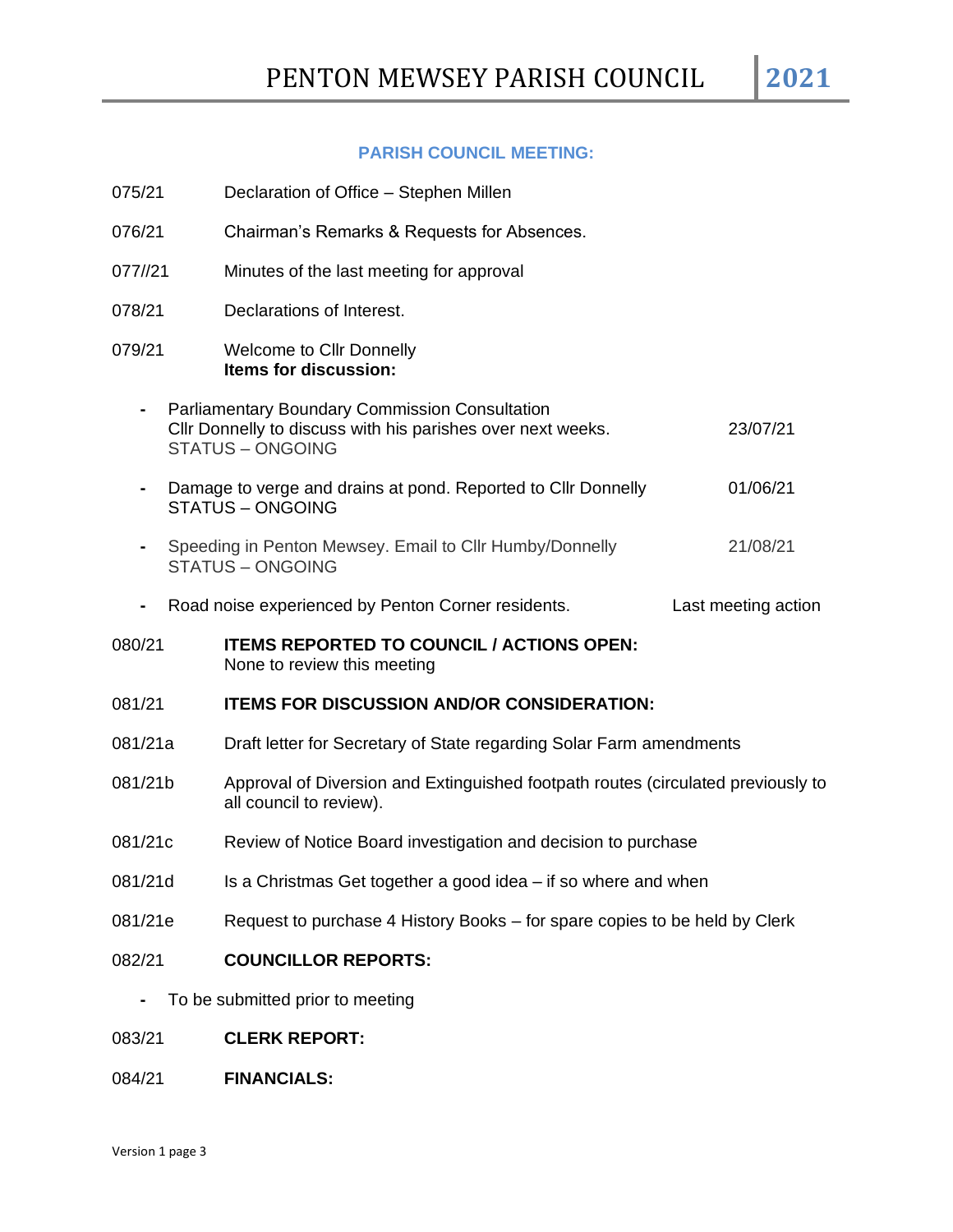### PARISH COUNCIL MEETING:

075/21 Declaration of Office – Stephen Millen

076/21 Chairman's Remarks & Requests for Absences.

077//21 Minutes of the last meeting for approval

078/21 Declarations of Interest.

079/21 Welcome to Cllr Donnelly
**Items for discussion:**

- Parliamentary Boundary Commission Consultation
  Cllr Donnelly to discuss with his parishes over next weeks. 23/07/21
  STATUS – ONGOING

- Damage to verge and drains at pond. Reported to Cllr Donnelly 01/06/21
  STATUS – ONGOING

- Speeding in Penton Mewsey. Email to Cllr Humby/Donnelly 21/08/21
  STATUS – ONGOING

- Road noise experienced by Penton Corner residents. Last meeting action

080/21 **ITEMS REPORTED TO COUNCIL / ACTIONS OPEN:**
None to review this meeting

081/21 **ITEMS FOR DISCUSSION AND/OR CONSIDERATION:**

081/21a Draft letter for Secretary of State regarding Solar Farm amendments

081/21b Approval of Diversion and Extinguished footpath routes (circulated previously to all council to review).

081/21c Review of Notice Board investigation and decision to purchase

081/21d Is a Christmas Get together a good idea – if so where and when

081/21e Request to purchase 4 History Books – for spare copies to be held by Clerk

082/21 **COUNCILLOR REPORTS:**

- To be submitted prior to meeting

083/21 **CLERK REPORT:**

084/21 **FINANCIALS:**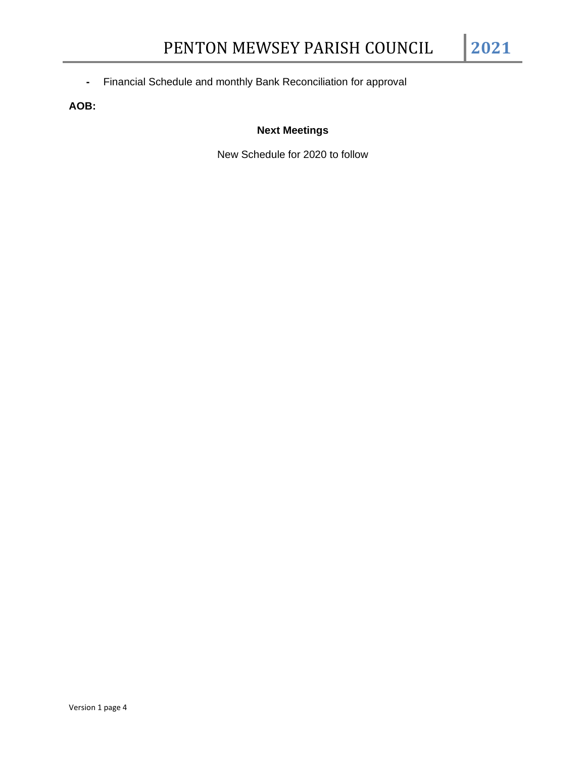- Financial Schedule and monthly Bank Reconciliation for approval

**AOB:**

**Next Meetings**

New Schedule for 2020 to follow